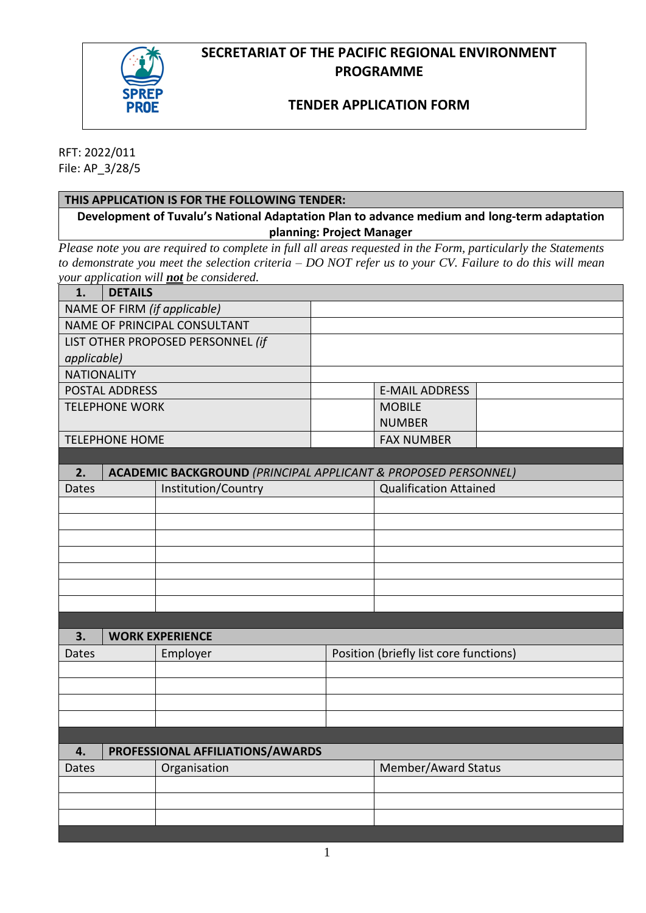# SECRETARIAT OF THE PACIFIC REGIONAL ENVIRONMENT PROGRAMME

## TENDER APPLICATION FORM

RFT: 2022/011
File: AP_3/28/5

| THIS APPLICATION IS FOR THE FOLLOWING TENDER: |
|---|
| **Development of Tuvalu's National Adaptation Plan to advance medium and long-term adaptation planning: Project Manager** |

*Please note you are required to complete in full all areas requested in the Form, particularly the Statements to demonstrate you meet the selection criteria – DO NOT refer us to your CV. Failure to do this will mean your application will* ***not*** *be considered.*

| **1. DETAILS** | | | |
|---|---|---|---|
| NAME OF FIRM *(if applicable)* | | | |
| NAME OF PRINCIPAL CONSULTANT | | | |
| LIST OTHER PROPOSED PERSONNEL *(if applicable)* | | | |
| NATIONALITY | | | |
| POSTAL ADDRESS | | E-MAIL ADDRESS | |
| TELEPHONE WORK | | MOBILE NUMBER | |
| TELEPHONE HOME | | FAX NUMBER | |

| **2. ACADEMIC BACKGROUND** *(PRINCIPAL APPLICANT & PROPOSED PERSONNEL)* | | |
|---|---|---|
| Dates | Institution/Country | Qualification Attained |
| | | |
| | | |
| | | |
| | | |
| | | |
| | | |
| | | |

| **3. WORK EXPERIENCE** | | |
|---|---|---|
| Dates | Employer | Position (briefly list core functions) |
| | | |
| | | |
| | | |
| | | |

| **4. PROFESSIONAL AFFILIATIONS/AWARDS** | | |
|---|---|---|
| Dates | Organisation | Member/Award Status |
| | | |
| | | |
| | | |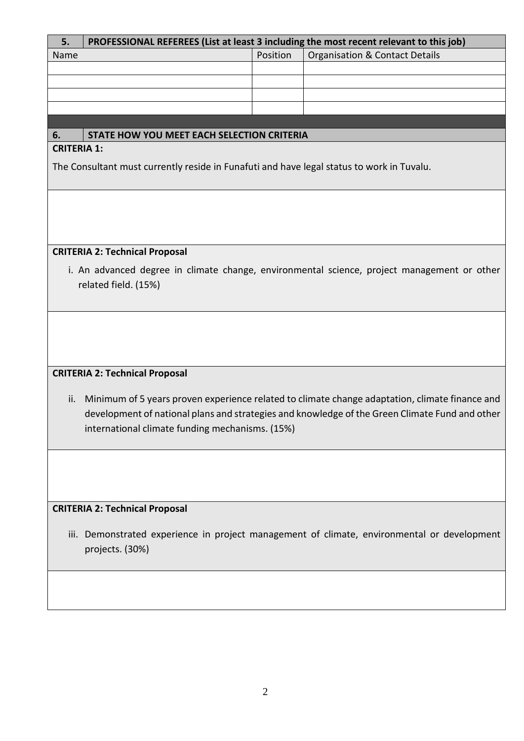| 5. | PROFESSIONAL REFEREES (List at least 3 including the most recent relevant to this job) | |
|---|---|---|
| Name | Position | Organisation & Contact Details |
| | | |
| | | |
| | | |
| | | |

## 6. STATE HOW YOU MEET EACH SELECTION CRITERIA

**CRITERIA 1:**

The Consultant must currently reside in Funafuti and have legal status to work in Tuvalu.

**CRITERIA 2: Technical Proposal**

i. An advanced degree in climate change, environmental science, project management or other related field. (15%)

**CRITERIA 2: Technical Proposal**

ii. Minimum of 5 years proven experience related to climate change adaptation, climate finance and development of national plans and strategies and knowledge of the Green Climate Fund and other international climate funding mechanisms. (15%)

**CRITERIA 2: Technical Proposal**

iii. Demonstrated experience in project management of climate, environmental or development projects. (30%)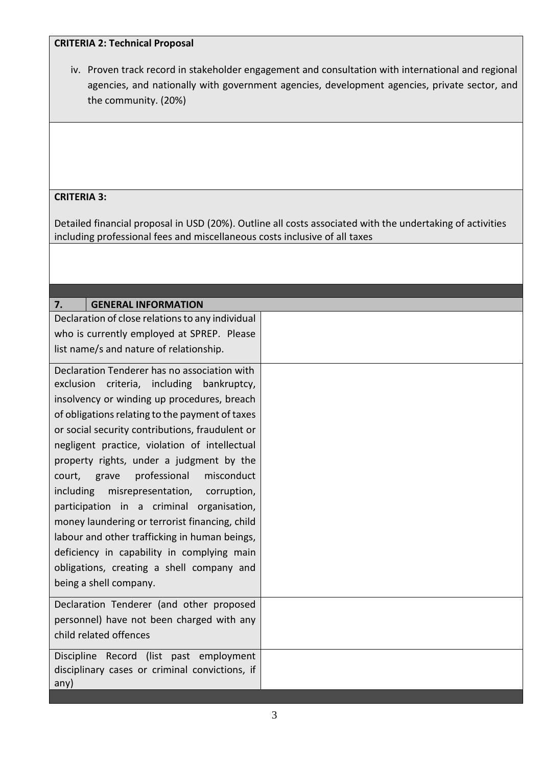| **CRITERIA 2: Technical Proposal** |
|---|
| iv. Proven track record in stakeholder engagement and consultation with international and regional agencies, and nationally with government agencies, development agencies, private sector, and the community. (20%) |
| |

| **CRITERIA 3:** |
|---|
| Detailed financial proposal in USD (20%). Outline all costs associated with the undertaking of activities including professional fees and miscellaneous costs inclusive of all taxes |
| |

| **7.** | **GENERAL INFORMATION** |
|---|---|
| Declaration of close relations to any individual who is currently employed at SPREP. Please list name/s and nature of relationship. | |
| Declaration Tenderer has no association with exclusion criteria, including bankruptcy, insolvency or winding up procedures, breach of obligations relating to the payment of taxes or social security contributions, fraudulent or negligent practice, violation of intellectual property rights, under a judgment by the court, grave professional misconduct including misrepresentation, corruption, participation in a criminal organisation, money laundering or terrorist financing, child labour and other trafficking in human beings, deficiency in capability in complying main obligations, creating a shell company and being a shell company. | |
| Declaration Tenderer (and other proposed personnel) have not been charged with any child related offences | |
| Discipline Record (list past employment disciplinary cases or criminal convictions, if any) | |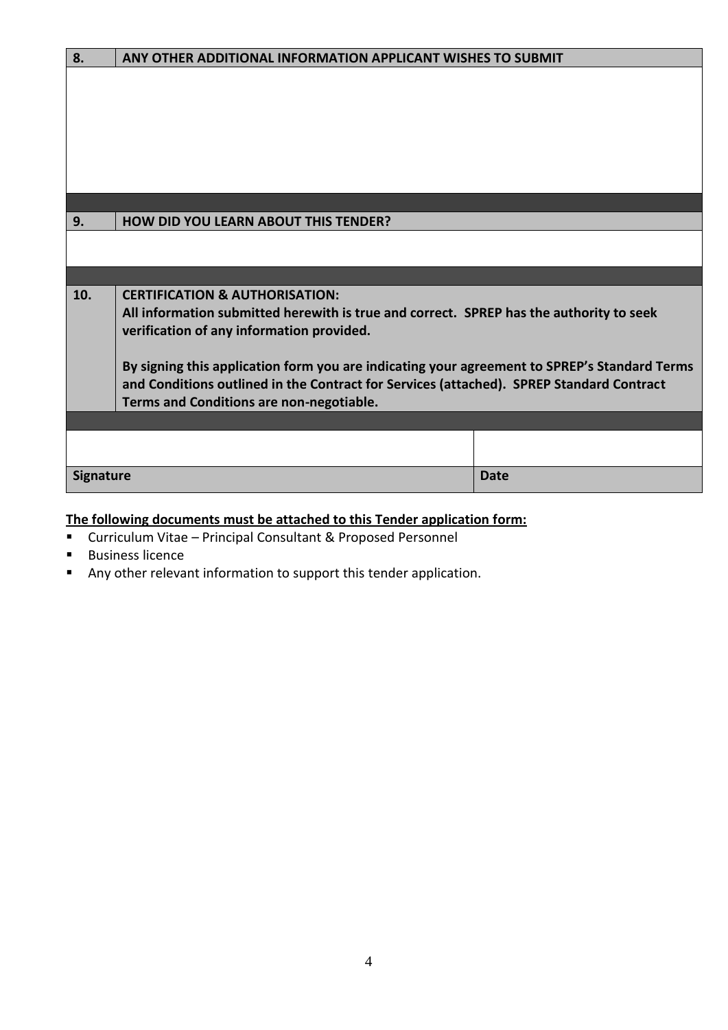| 8. | ANY OTHER ADDITIONAL INFORMATION APPLICANT WISHES TO SUBMIT |
|---|---|
| | |

| 9. | HOW DID YOU LEARN ABOUT THIS TENDER? |
|---|---|
| | |

| 10. | CERTIFICATION & AUTHORISATION: All information submitted herewith is true and correct. SPREP has the authority to seek verification of any information provided. By signing this application form you are indicating your agreement to SPREP's Standard Terms and Conditions outlined in the Contract for Services (attached). SPREP Standard Contract Terms and Conditions are non-negotiable. |
|---|---|

| | |
|---|---|
| | |
| **Signature** | **Date** |

**The following documents must be attached to this Tender application form:**

- Curriculum Vitae – Principal Consultant & Proposed Personnel
- Business licence
- Any other relevant information to support this tender application.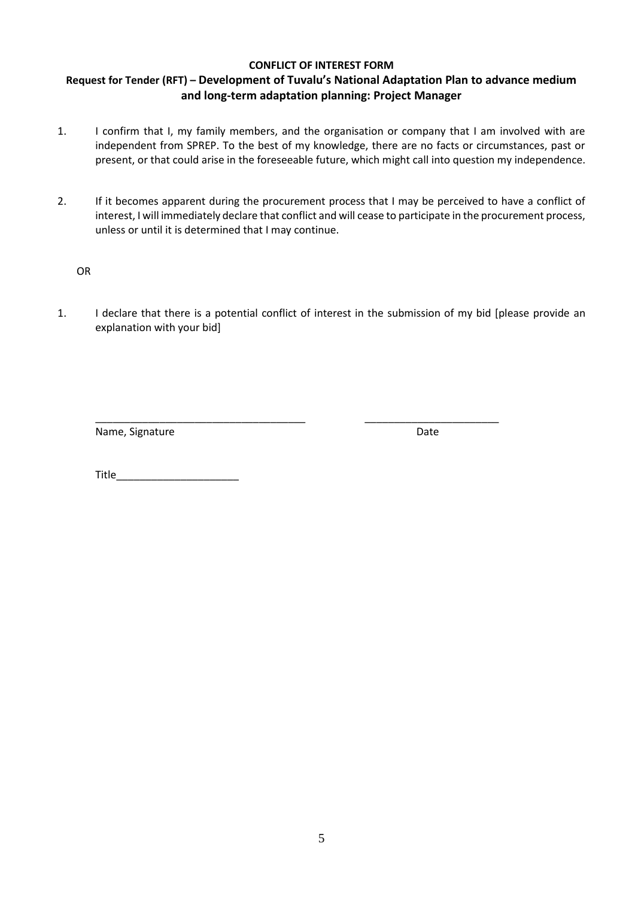**CONFLICT OF INTEREST FORM**

**Request for Tender (RFT) – Development of Tuvalu's National Adaptation Plan to advance medium and long-term adaptation planning: Project Manager**

1. I confirm that I, my family members, and the organisation or company that I am involved with are independent from SPREP. To the best of my knowledge, there are no facts or circumstances, past or present, or that could arise in the foreseeable future, which might call into question my independence.

2. If it becomes apparent during the procurement process that I may be perceived to have a conflict of interest, I will immediately declare that conflict and will cease to participate in the procurement process, unless or until it is determined that I may continue.

OR

1. I declare that there is a potential conflict of interest in the submission of my bid [please provide an explanation with your bid]

___________________________________ ______________________

Name, Signature Date

Title____________________